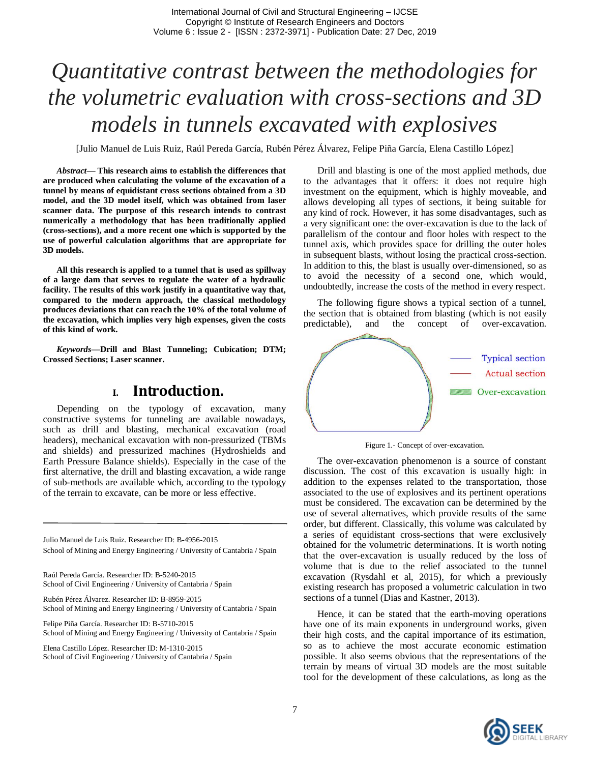# Quantitative contrast between the methodologies for the volumetric evaluation with cross-sections and 3D models in tunnels excavated with explosives

[Julio Manuel de Luis Ruiz, Raúl Pereda García, Rubén Pérez Álvarez, Felipe Piña García, Elena Castillo López]

***Abstract*— This research aims to establish the differences that are produced when calculating the volume of the excavation of a tunnel by means of equidistant cross sections obtained from a 3D model, and the 3D model itself, which was obtained from laser scanner data. The purpose of this research intends to contrast numerically a methodology that has been traditionally applied (cross-sections), and a more recent one which is supported by the use of powerful calculation algorithms that are appropriate for 3D models.**

**All this research is applied to a tunnel that is used as spillway of a large dam that serves to regulate the water of a hydraulic facility. The results of this work justify in a quantitative way that, compared to the modern approach, the classical methodology produces deviations that can reach the 10% of the total volume of the excavation, which implies very high expenses, given the costs of this kind of work.**

***Keywords*—Drill and Blast Tunneling; Cubication; DTM; Crossed Sections; Laser scanner.**

## I. Introduction.

Depending on the typology of excavation, many constructive systems for tunneling are available nowadays, such as drill and blasting, mechanical excavation (road headers), mechanical excavation with non-pressurized (TBMs and shields) and pressurized machines (Hydroshields and Earth Pressure Balance shields). Especially in the case of the first alternative, the drill and blasting excavation, a wide range of sub-methods are available which, according to the typology of the terrain to excavate, can be more or less effective.

Julio Manuel de Luis Ruiz. Researcher ID: B-4956-2015
School of Mining and Energy Engineering / University of Cantabria / Spain

Raúl Pereda García. Researcher ID: B-5240-2015
School of Civil Engineering / University of Cantabria / Spain

Rubén Pérez Álvarez. Researcher ID: B-8959-2015
School of Mining and Energy Engineering / University of Cantabria / Spain

Felipe Piña García. Researcher ID: B-5710-2015
School of Mining and Energy Engineering / University of Cantabria / Spain

Elena Castillo López. Researcher ID: M-1310-2015
School of Civil Engineering / University of Cantabria / Spain

Drill and blasting is one of the most applied methods, due to the advantages that it offers: it does not require high investment on the equipment, which is highly moveable, and allows developing all types of sections, it being suitable for any kind of rock. However, it has some disadvantages, such as a very significant one: the over-excavation is due to the lack of parallelism of the contour and floor holes with respect to the tunnel axis, which provides space for drilling the outer holes in subsequent blasts, without losing the practical cross-section. In addition to this, the blast is usually over-dimensioned, so as to avoid the necessity of a second one, which would, undoubtedly, increase the costs of the method in every respect.

The following figure shows a typical section of a tunnel, the section that is obtained from blasting (which is not easily predictable), and the concept of over-excavation.

Typical section
Actual section
Over-excavation

Figure 1.- Concept of over-excavation.

The over-excavation phenomenon is a source of constant discussion. The cost of this excavation is usually high: in addition to the expenses related to the transportation, those associated to the use of explosives and its pertinent operations must be considered. The excavation can be determined by the use of several alternatives, which provide results of the same order, but different. Classically, this volume was calculated by a series of equidistant cross-sections that were exclusively obtained for the volumetric determinations. It is worth noting that the over-excavation is usually reduced by the loss of volume that is due to the relief associated to the tunnel excavation (Rysdahl et al, 2015), for which a previously existing research has proposed a volumetric calculation in two sections of a tunnel (Dias and Kastner, 2013).

Hence, it can be stated that the earth-moving operations have one of its main exponents in underground works, given their high costs, and the capital importance of its estimation, so as to achieve the most accurate economic estimation possible. It also seems obvious that the representations of the terrain by means of virtual 3D models are the most suitable tool for the development of these calculations, as long as the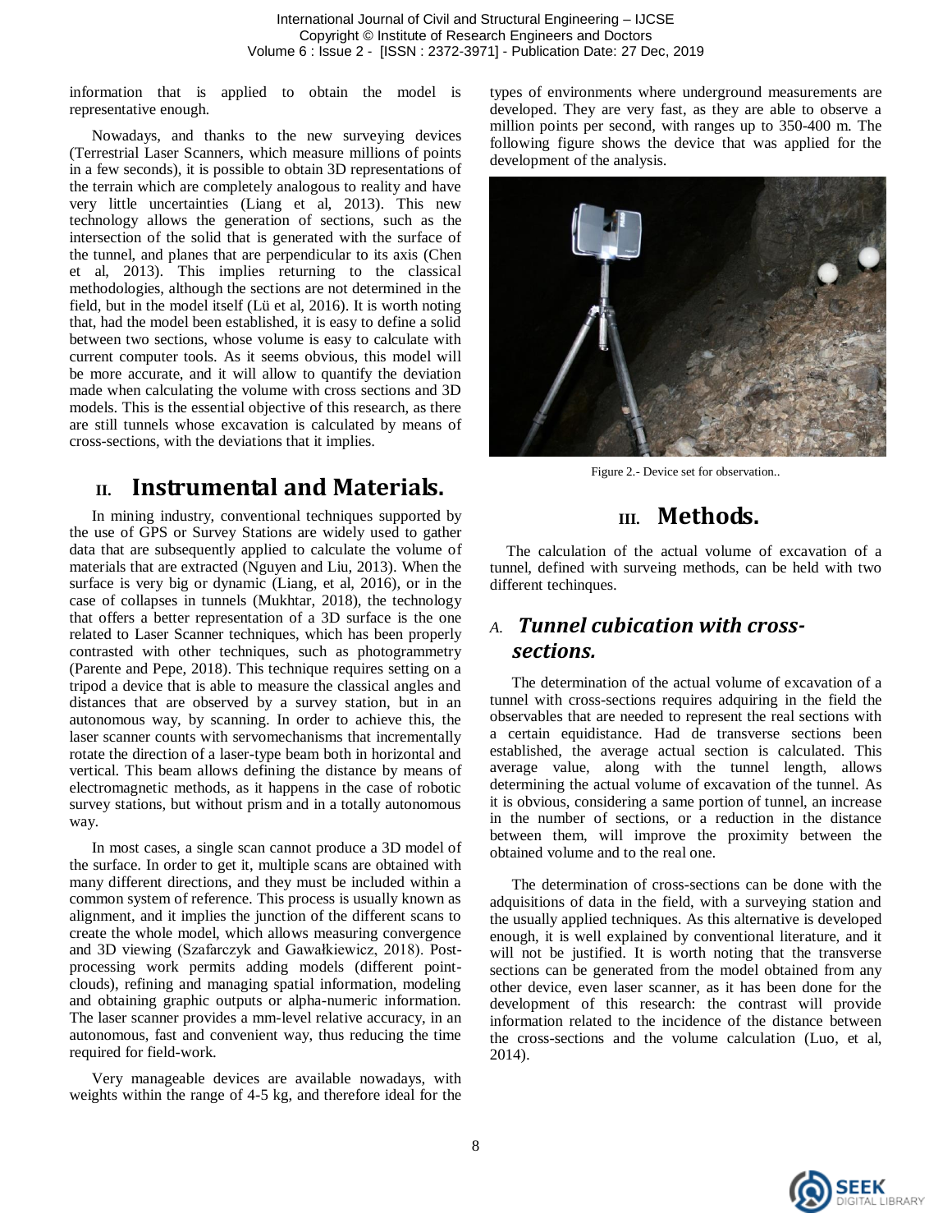information that is applied to obtain the model is representative enough.

Nowadays, and thanks to the new surveying devices (Terrestrial Laser Scanners, which measure millions of points in a few seconds), it is possible to obtain 3D representations of the terrain which are completely analogous to reality and have very little uncertainties (Liang et al, 2013). This new technology allows the generation of sections, such as the intersection of the solid that is generated with the surface of the tunnel, and planes that are perpendicular to its axis (Chen et al, 2013). This implies returning to the classical methodologies, although the sections are not determined in the field, but in the model itself (Lü et al, 2016). It is worth noting that, had the model been established, it is easy to define a solid between two sections, whose volume is easy to calculate with current computer tools. As it seems obvious, this model will be more accurate, and it will allow to quantify the deviation made when calculating the volume with cross sections and 3D models. This is the essential objective of this research, as there are still tunnels whose excavation is calculated by means of cross-sections, with the deviations that it implies.

## II. Instrumental and Materials.

In mining industry, conventional techniques supported by the use of GPS or Survey Stations are widely used to gather data that are subsequently applied to calculate the volume of materials that are extracted (Nguyen and Liu, 2013). When the surface is very big or dynamic (Liang, et al, 2016), or in the case of collapses in tunnels (Mukhtar, 2018), the technology that offers a better representation of a 3D surface is the one related to Laser Scanner techniques, which has been properly contrasted with other techniques, such as photogrammetry (Parente and Pepe, 2018). This technique requires setting on a tripod a device that is able to measure the classical angles and distances that are observed by a survey station, but in an autonomous way, by scanning. In order to achieve this, the laser scanner counts with servomechanisms that incrementally rotate the direction of a laser-type beam both in horizontal and vertical. This beam allows defining the distance by means of electromagnetic methods, as it happens in the case of robotic survey stations, but without prism and in a totally autonomous way.

In most cases, a single scan cannot produce a 3D model of the surface. In order to get it, multiple scans are obtained with many different directions, and they must be included within a common system of reference. This process is usually known as alignment, and it implies the junction of the different scans to create the whole model, which allows measuring convergence and 3D viewing (Szafarczyk and Gawałkiewicz, 2018). Post-processing work permits adding models (different point-clouds), refining and managing spatial information, modeling and obtaining graphic outputs or alpha-numeric information. The laser scanner provides a mm-level relative accuracy, in an autonomous, fast and convenient way, thus reducing the time required for field-work.

Very manageable devices are available nowadays, with weights within the range of 4-5 kg, and therefore ideal for the types of environments where underground measurements are developed. They are very fast, as they are able to observe a million points per second, with ranges up to 350-400 m. The following figure shows the device that was applied for the development of the analysis.

Figure 2.- Device set for observation..

## III. Methods.

The calculation of the actual volume of excavation of a tunnel, defined with surveing methods, can be held with two different techinques.

### *A. Tunnel cubication with cross-sections.*

The determination of the actual volume of excavation of a tunnel with cross-sections requires adquiring in the field the observables that are needed to represent the real sections with a certain equidistance. Had de transverse sections been established, the average actual section is calculated. This average value, along with the tunnel length, allows determining the actual volume of excavation of the tunnel. As it is obvious, considering a same portion of tunnel, an increase in the number of sections, or a reduction in the distance between them, will improve the proximity between the obtained volume and to the real one.

The determination of cross-sections can be done with the adquisitions of data in the field, with a surveying station and the usually applied techniques. As this alternative is developed enough, it is well explained by conventional literature, and it will not be justified. It is worth noting that the transverse sections can be generated from the model obtained from any other device, even laser scanner, as it has been done for the development of this research: the contrast will provide information related to the incidence of the distance between the cross-sections and the volume calculation (Luo, et al, 2014).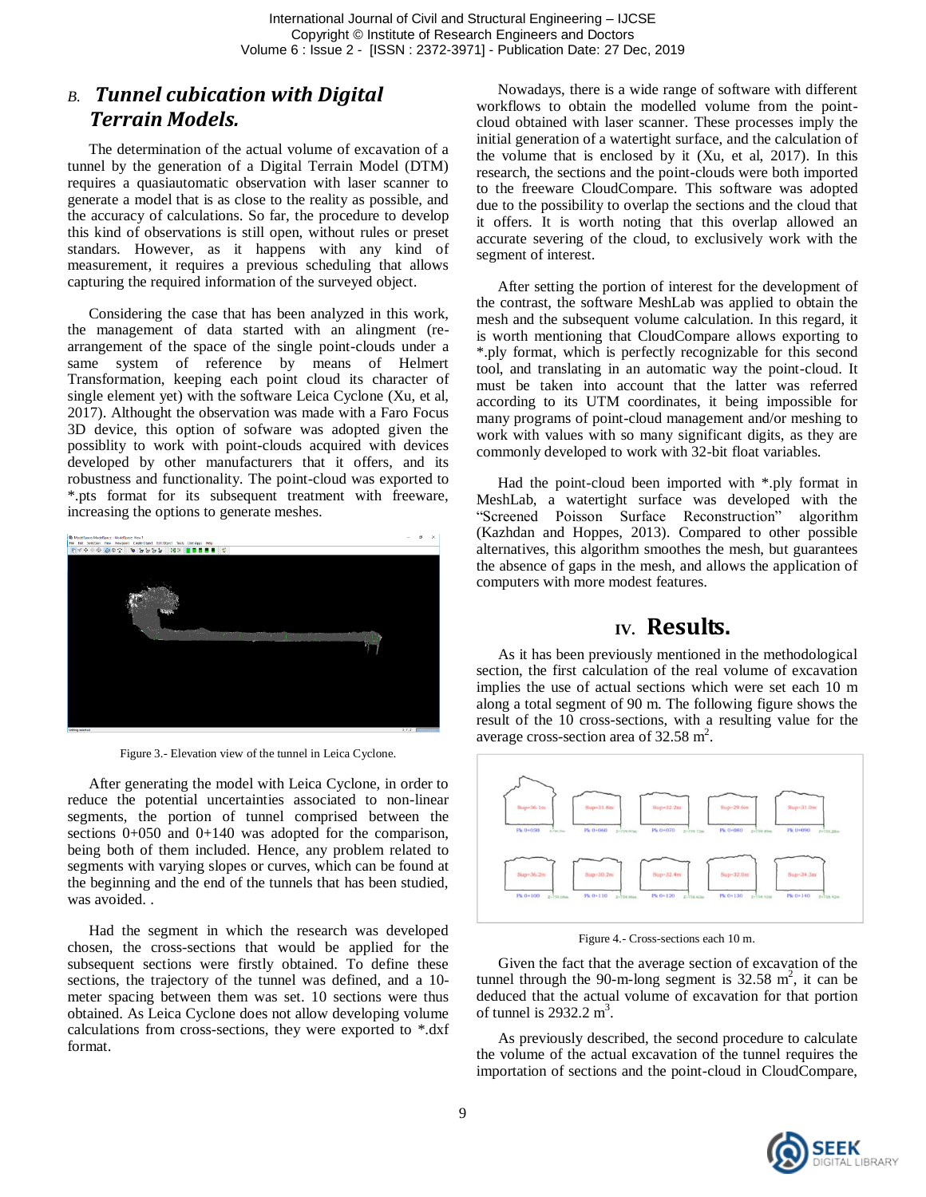## *B. Tunnel cubication with Digital Terrain Models.*

The determination of the actual volume of excavation of a tunnel by the generation of a Digital Terrain Model (DTM) requires a quasiautomatic observation with laser scanner to generate a model that is as close to the reality as possible, and the accuracy of calculations. So far, the procedure to develop this kind of observations is still open, without rules or preset standars. However, as it happens with any kind of measurement, it requires a previous scheduling that allows capturing the required information of the surveyed object.

Considering the case that has been analyzed in this work, the management of data started with an alingment (re-arrangement of the space of the single point-clouds under a same system of reference by means of Helmert Transformation, keeping each point cloud its character of single element yet) with the software Leica Cyclone (Xu, et al, 2017). Althought the observation was made with a Faro Focus 3D device, this option of sofware was adopted given the possiblity to work with point-clouds acquired with devices developed by other manufacturers that it offers, and its robustness and functionality. The point-cloud was exported to *.pts format for its subsequent treatment with freeware, increasing the options to generate meshes.

Figure 3.- Elevation view of the tunnel in Leica Cyclone.

After generating the model with Leica Cyclone, in order to reduce the potential uncertainties associated to non-linear segments, the portion of tunnel comprised between the sections 0+050 and 0+140 was adopted for the comparison, being both of them included. Hence, any problem related to segments with varying slopes or curves, which can be found at the beginning and the end of the tunnels that has been studied, was avoided. .

Had the segment in which the research was developed chosen, the cross-sections that would be applied for the subsequent sections were firstly obtained. To define these sections, the trajectory of the tunnel was defined, and a 10-meter spacing between them was set. 10 sections were thus obtained. As Leica Cyclone does not allow developing volume calculations from cross-sections, they were exported to *.dxf format.

Nowadays, there is a wide range of software with different workflows to obtain the modelled volume from the point-cloud obtained with laser scanner. These processes imply the initial generation of a watertight surface, and the calculation of the volume that is enclosed by it (Xu, et al, 2017). In this research, the sections and the point-clouds were both imported to the freeware CloudCompare. This software was adopted due to the possibility to overlap the sections and the cloud that it offers. It is worth noting that this overlap allowed an accurate severing of the cloud, to exclusively work with the segment of interest.

After setting the portion of interest for the development of the contrast, the software MeshLab was applied to obtain the mesh and the subsequent volume calculation. In this regard, it is worth mentioning that CloudCompare allows exporting to *.ply format, which is perfectly recognizable for this second tool, and translating in an automatic way the point-cloud. It must be taken into account that the latter was referred according to its UTM coordinates, it being impossible for many programs of point-cloud management and/or meshing to work with values with so many significant digits, as they are commonly developed to work with 32-bit float variables.

Had the point-cloud been imported with *.ply format in MeshLab, a watertight surface was developed with the "Screened Poisson Surface Reconstruction" algorithm (Kazhdan and Hoppes, 2013). Compared to other possible alternatives, this algorithm smoothes the mesh, but guarantees the absence of gaps in the mesh, and allows the application of computers with more modest features.

# IV. Results.

As it has been previously mentioned in the methodological section, the first calculation of the real volume of excavation implies the use of actual sections which were set each 10 m along a total segment of 90 m. The following figure shows the result of the 10 cross-sections, with a resulting value for the average cross-section area of 32.58 m$^2$.

Figure 4.- Cross-sections each 10 m.

Given the fact that the average section of excavation of the tunnel through the 90-m-long segment is 32.58 m$^2$, it can be deduced that the actual volume of excavation for that portion of tunnel is 2932.2 m$^3$.

As previously described, the second procedure to calculate the volume of the actual excavation of the tunnel requires the importation of sections and the point-cloud in CloudCompare,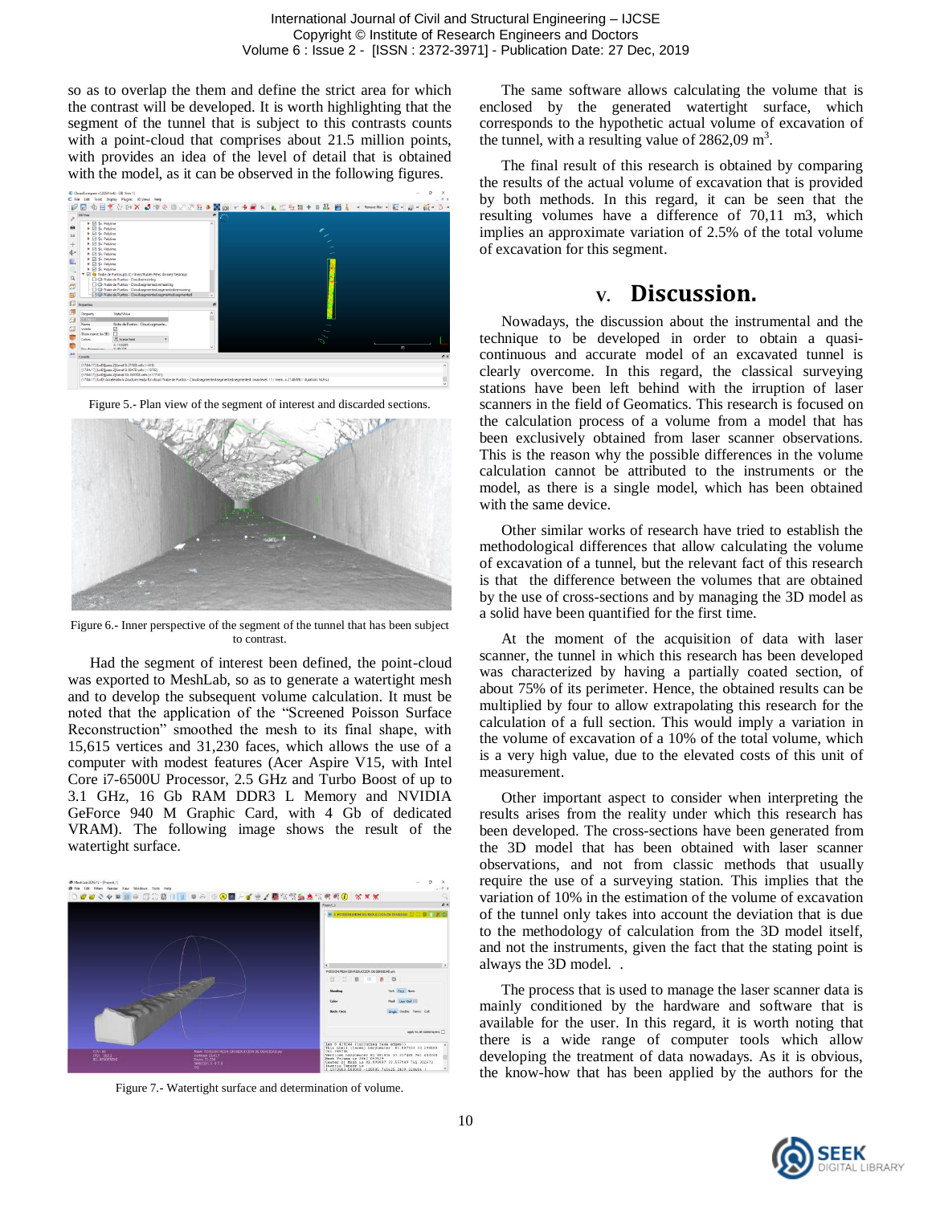so as to overlap the them and define the strict area for which the contrast will be developed. It is worth highlighting that the segment of the tunnel that is subject to this contrasts counts with a point-cloud that comprises about 21.5 million points, with provides an idea of the level of detail that is obtained with the model, as it can be observed in the following figures.

Figure 5.- Plan view of the segment of interest and discarded sections.

Figure 6.- Inner perspective of the segment of the tunnel that has been subject to contrast.

Had the segment of interest been defined, the point-cloud was exported to MeshLab, so as to generate a watertight mesh and to develop the subsequent volume calculation. It must be noted that the application of the "Screened Poisson Surface Reconstruction" smoothed the mesh to its final shape, with 15,615 vertices and 31,230 faces, which allows the use of a computer with modest features (Acer Aspire V15, with Intel Core i7-6500U Processor, 2.5 GHz and Turbo Boost of up to 3.1 GHz, 16 Gb RAM DDR3 L Memory and NVIDIA GeForce 940 M Graphic Card, with 4 Gb of dedicated VRAM). The following image shows the result of the watertight surface.

Figure 7.- Watertight surface and determination of volume.

The same software allows calculating the volume that is enclosed by the generated watertight surface, which corresponds to the hypothetic actual volume of excavation of the tunnel, with a resulting value of 2862,09 m$^3$.

The final result of this research is obtained by comparing the results of the actual volume of excavation that is provided by both methods. In this regard, it can be seen that the resulting volumes have a difference of 70,11 m3, which implies an approximate variation of 2.5% of the total volume of excavation for this segment.

## V. Discussion.

Nowadays, the discussion about the instrumental and the technique to be developed in order to obtain a quasi-continuous and accurate model of an excavated tunnel is clearly overcome. In this regard, the classical surveying stations have been left behind with the irruption of laser scanners in the field of Geomatics. This research is focused on the calculation process of a volume from a model that has been exclusively obtained from laser scanner observations. This is the reason why the possible differences in the volume calculation cannot be attributed to the instruments or the model, as there is a single model, which has been obtained with the same device.

Other similar works of research have tried to establish the methodological differences that allow calculating the volume of excavation of a tunnel, but the relevant fact of this research is that the difference between the volumes that are obtained by the use of cross-sections and by managing the 3D model as a solid have been quantified for the first time.

At the moment of the acquisition of data with laser scanner, the tunnel in which this research has been developed was characterized by having a partially coated section, of about 75% of its perimeter. Hence, the obtained results can be multiplied by four to allow extrapolating this research for the calculation of a full section. This would imply a variation in the volume of excavation of a 10% of the total volume, which is a very high value, due to the elevated costs of this unit of measurement.

Other important aspect to consider when interpreting the results arises from the reality under which this research has been developed. The cross-sections have been generated from the 3D model that has been obtained with laser scanner observations, and not from classic methods that usually require the use of a surveying station. This implies that the variation of 10% in the estimation of the volume of excavation of the tunnel only takes into account the deviation that is due to the methodology of calculation from the 3D model itself, and not the instruments, given the fact that the stating point is always the 3D model. .

The process that is used to manage the laser scanner data is mainly conditioned by the hardware and software that is available for the user. In this regard, it is worth noting that there is a wide range of computer tools which allow developing the treatment of data nowadays. As it is obvious, the know-how that has been applied by the authors for the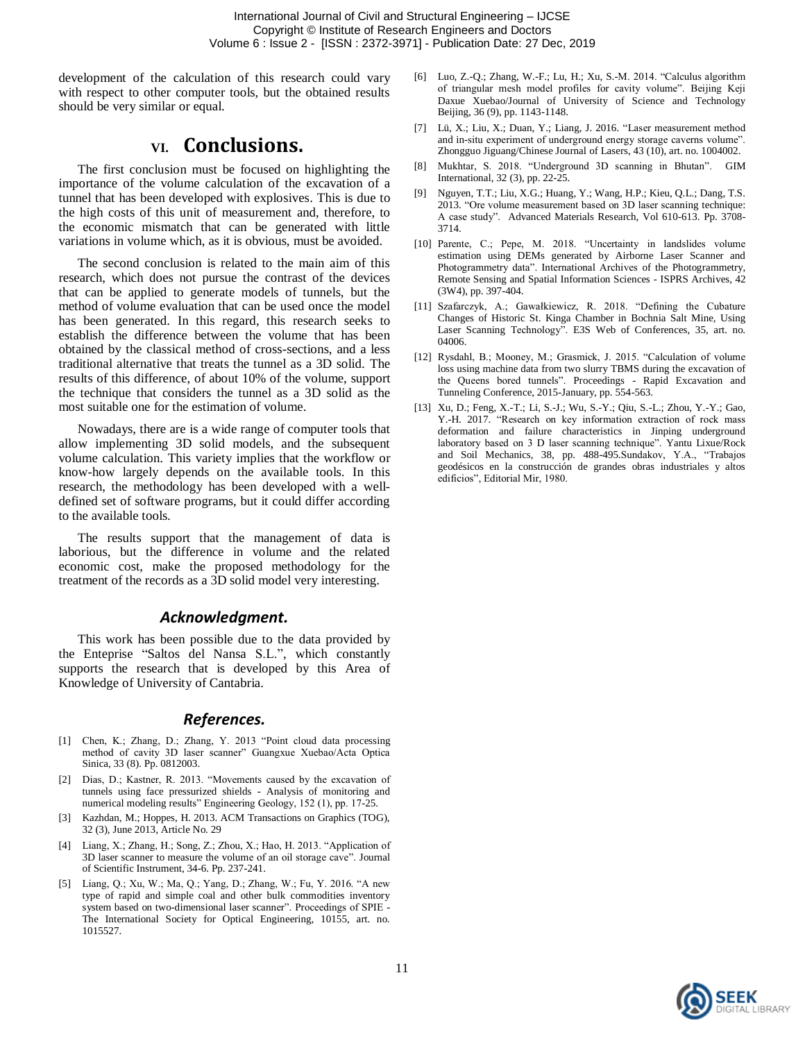development of the calculation of this research could vary with respect to other computer tools, but the obtained results should be very similar or equal.

## VI. Conclusions.

The first conclusion must be focused on highlighting the importance of the volume calculation of the excavation of a tunnel that has been developed with explosives. This is due to the high costs of this unit of measurement and, therefore, to the economic mismatch that can be generated with little variations in volume which, as it is obvious, must be avoided.

The second conclusion is related to the main aim of this research, which does not pursue the contrast of the devices that can be applied to generate models of tunnels, but the method of volume evaluation that can be used once the model has been generated. In this regard, this research seeks to establish the difference between the volume that has been obtained by the classical method of cross-sections, and a less traditional alternative that treats the tunnel as a 3D solid. The results of this difference, of about 10% of the volume, support the technique that considers the tunnel as a 3D solid as the most suitable one for the estimation of volume.

Nowadays, there are is a wide range of computer tools that allow implementing 3D solid models, and the subsequent volume calculation. This variety implies that the workflow or know-how largely depends on the available tools. In this research, the methodology has been developed with a well-defined set of software programs, but it could differ according to the available tools.

The results support that the management of data is laborious, but the difference in volume and the related economic cost, make the proposed methodology for the treatment of the records as a 3D solid model very interesting.

### *Acknowledgment.*

This work has been possible due to the data provided by the Enteprise "Saltos del Nansa S.L.", which constantly supports the research that is developed by this Area of Knowledge of University of Cantabria.

### *References.*

[1] Chen, K.; Zhang, D.; Zhang, Y. 2013 "Point cloud data processing method of cavity 3D laser scanner" Guangxue Xuebao/Acta Optica Sinica, 33 (8). Pp. 0812003.

[2] Dias, D.; Kastner, R. 2013. "Movements caused by the excavation of tunnels using face pressurized shields - Analysis of monitoring and numerical modeling results" Engineering Geology, 152 (1), pp. 17-25.

[3] Kazhdan, M.; Hoppes, H. 2013. ACM Transactions on Graphics (TOG), 32 (3), June 2013, Article No. 29

[4] Liang, X.; Zhang, H.; Song, Z.; Zhou, X.; Hao, H. 2013. "Application of 3D laser scanner to measure the volume of an oil storage cave". Journal of Scientific Instrument, 34-6. Pp. 237-241.

[5] Liang, Q.; Xu, W.; Ma, Q.; Yang, D.; Zhang, W.; Fu, Y. 2016. "A new type of rapid and simple coal and other bulk commodities inventory system based on two-dimensional laser scanner". Proceedings of SPIE - The International Society for Optical Engineering, 10155, art. no. 1015527.

[6] Luo, Z.-Q.; Zhang, W.-F.; Lu, H.; Xu, S.-M. 2014. "Calculus algorithm of triangular mesh model profiles for cavity volume". Beijing Keji Daxue Xuebao/Journal of University of Science and Technology Beijing, 36 (9), pp. 1143-1148.

[7] Lü, X.; Liu, X.; Duan, Y.; Liang, J. 2016. "Laser measurement method and in-situ experiment of underground energy storage caverns volume". Zhongguo Jiguang/Chinese Journal of Lasers, 43 (10), art. no. 1004002.

[8] Mukhtar, S. 2018. "Underground 3D scanning in Bhutan". GIM International, 32 (3), pp. 22-25.

[9] Nguyen, T.T.; Liu, X.G.; Huang, Y.; Wang, H.P.; Kieu, Q.L.; Dang, T.S. 2013. "Ore volume measurement based on 3D laser scanning technique: A case study". Advanced Materials Research, Vol 610-613. Pp. 3708-3714.

[10] Parente, C.; Pepe, M. 2018. "Uncertainty in landslides volume estimation using DEMs generated by Airborne Laser Scanner and Photogrammetry data". International Archives of the Photogrammetry, Remote Sensing and Spatial Information Sciences - ISPRS Archives, 42 (3W4), pp. 397-404.

[11] Szafarczyk, A.; Gawałkiewicz, R. 2018. "Defining the Cubature Changes of Historic St. Kinga Chamber in Bochnia Salt Mine, Using Laser Scanning Technology". E3S Web of Conferences, 35, art. no. 04006.

[12] Rysdahl, B.; Mooney, M.; Grasmick, J. 2015. "Calculation of volume loss using machine data from two slurry TBMS during the excavation of the Queens bored tunnels". Proceedings - Rapid Excavation and Tunneling Conference, 2015-January, pp. 554-563.

[13] Xu, D.; Feng, X.-T.; Li, S.-J.; Wu, S.-Y.; Qiu, S.-L.; Zhou, Y.-Y.; Gao, Y.-H. 2017. "Research on key information extraction of rock mass deformation and failure characteristics in Jinping underground laboratory based on 3 D laser scanning technique". Yantu Lixue/Rock and Soil Mechanics, 38, pp. 488-495.Sundakov, Y.A., "Trabajos geodésicos en la construcción de grandes obras industriales y altos edificios", Editorial Mir, 1980.